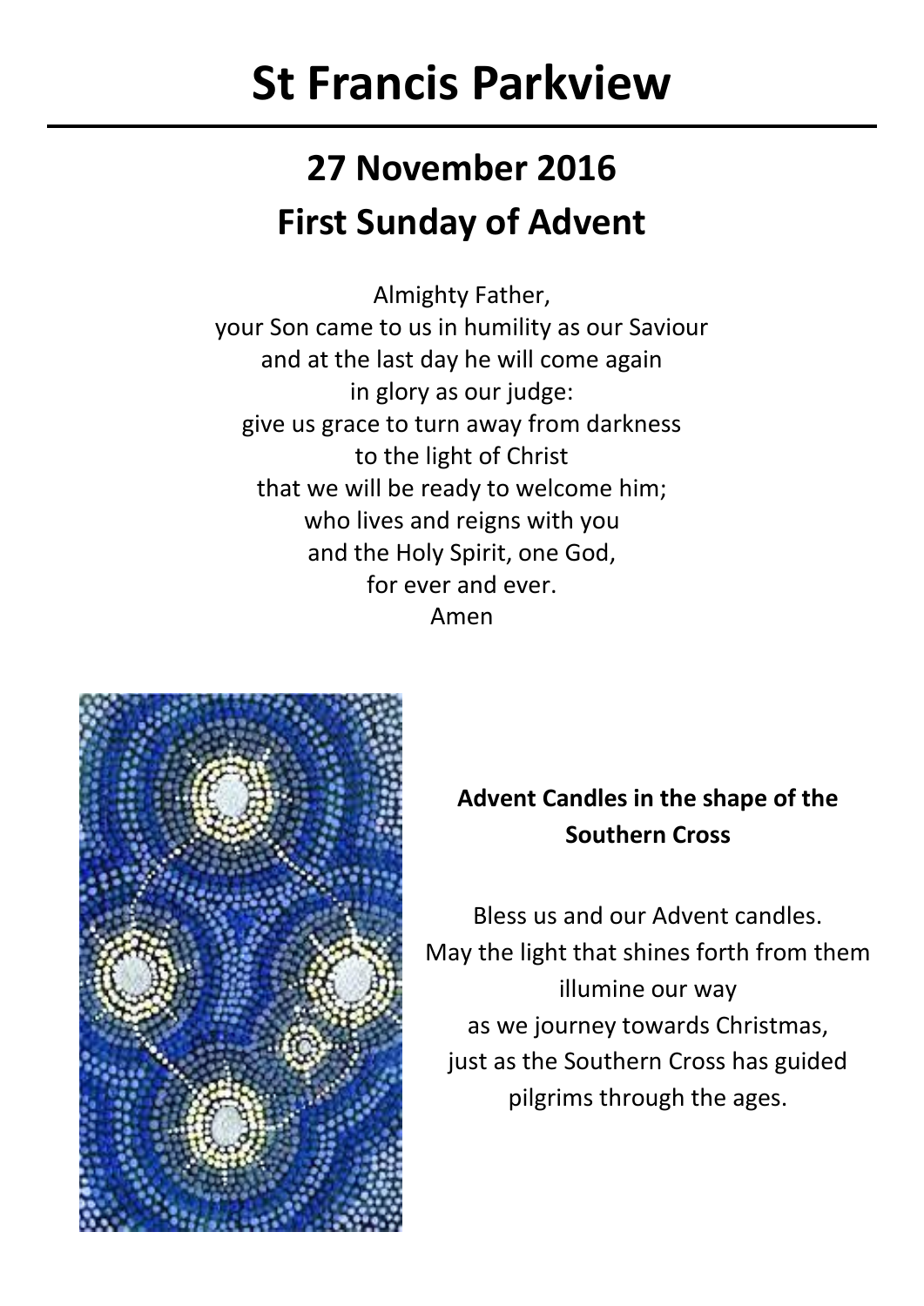# St Francis Parkview

## 27 November 2016
## First Sunday of Advent

Almighty Father,
your Son came to us in humility as our Saviour
and at the last day he will come again
in glory as our judge:
give us grace to turn away from darkness
to the light of Christ
that we will be ready to welcome him;
who lives and reigns with you
and the Holy Spirit, one God,
for ever and ever.
Amen

**Advent Candles in the shape of the Southern Cross**

Bless us and our Advent candles.
May the light that shines forth from them
illumine our way
as we journey towards Christmas,
just as the Southern Cross has guided
pilgrims through the ages.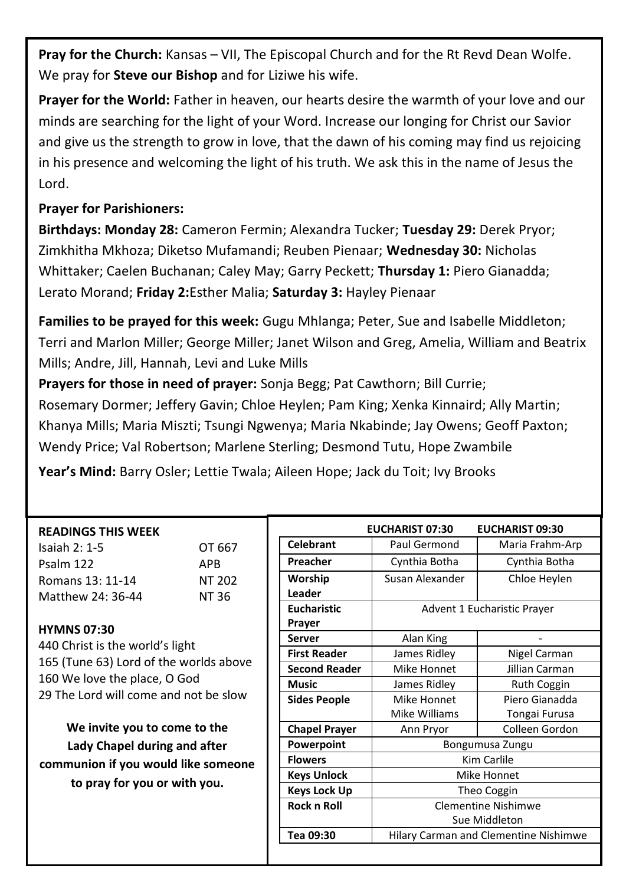**Pray for the Church:** Kansas – VII, The Episcopal Church and for the Rt Revd Dean Wolfe. We pray for **Steve our Bishop** and for Liziwe his wife.

**Prayer for the World:** Father in heaven, our hearts desire the warmth of your love and our minds are searching for the light of your Word. Increase our longing for Christ our Savior and give us the strength to grow in love, that the dawn of his coming may find us rejoicing in his presence and welcoming the light of his truth. We ask this in the name of Jesus the Lord.

**Prayer for Parishioners:**

**Birthdays: Monday 28:** Cameron Fermin; Alexandra Tucker; **Tuesday 29:** Derek Pryor; Zimkhitha Mkhoza; Diketso Mufamandi; Reuben Pienaar; **Wednesday 30:** Nicholas Whittaker; Caelen Buchanan; Caley May; Garry Peckett; **Thursday 1:** Piero Gianadda; Lerato Morand; **Friday 2:**Esther Malia; **Saturday 3:** Hayley Pienaar

**Families to be prayed for this week:** Gugu Mhlanga; Peter, Sue and Isabelle Middleton; Terri and Marlon Miller; George Miller; Janet Wilson and Greg, Amelia, William and Beatrix Mills; Andre, Jill, Hannah, Levi and Luke Mills

**Prayers for those in need of prayer:** Sonja Begg; Pat Cawthorn; Bill Currie; Rosemary Dormer; Jeffery Gavin; Chloe Heylen; Pam King; Xenka Kinnaird; Ally Martin; Khanya Mills; Maria Miszti; Tsungi Ngwenya; Maria Nkabinde; Jay Owens; Geoff Paxton; Wendy Price; Val Robertson; Marlene Sterling; Desmond Tutu, Hope Zwambile

**Year's Mind:** Barry Osler; Lettie Twala; Aileen Hope; Jack du Toit; Ivy Brooks

**READINGS THIS WEEK**

| | |
|---|---|
| Isaiah 2: 1-5 | OT 667 |
| Psalm 122 | APB |
| Romans 13: 11-14 | NT 202 |
| Matthew 24: 36-44 | NT 36 |

**HYMNS 07:30**

440 Christ is the world's light
165 (Tune 63) Lord of the worlds above
160 We love the place, O God
29 The Lord will come and not be slow

**We invite you to come to the Lady Chapel during and after communion if you would like someone to pray for you or with you.**

| | EUCHARIST 07:30 | EUCHARIST 09:30 |
|---|---|---|
| **Celebrant** | Paul Germond | Maria Frahm-Arp |
| **Preacher** | Cynthia Botha | Cynthia Botha |
| **Worship Leader** | Susan Alexander | Chloe Heylen |
| **Eucharistic Prayer** | Advent 1 Eucharistic Prayer | |
| **Server** | Alan King | - |
| **First Reader** | James Ridley | Nigel Carman |
| **Second Reader** | Mike Honnet | Jillian Carman |
| **Music** | James Ridley | Ruth Coggin |
| **Sides People** | Mike Honnet<br>Mike Williams | Piero Gianadda<br>Tongai Furusa |
| **Chapel Prayer** | Ann Pryor | Colleen Gordon |
| **Powerpoint** | Bongumusa Zungu | |
| **Flowers** | Kim Carlile | |
| **Keys Unlock** | Mike Honnet | |
| **Keys Lock Up** | Theo Coggin | |
| **Rock n Roll** | Clementine Nishimwe<br>Sue Middleton | |
| **Tea 09:30** | Hilary Carman and Clementine Nishimwe | |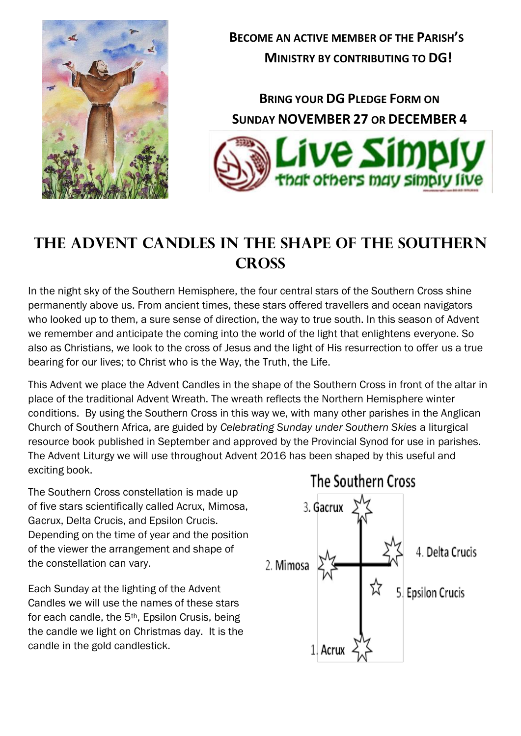**Become an active member of the Parish's Ministry by contributing to DG!**

**Bring your DG Pledge Form on Sunday NOVEMBER 27 or DECEMBER 4**

Live Simply that others may simply live

# The Advent Candles in the shape of the Southern Cross

In the night sky of the Southern Hemisphere, the four central stars of the Southern Cross shine permanently above us. From ancient times, these stars offered travellers and ocean navigators who looked up to them, a sure sense of direction, the way to true south. In this season of Advent we remember and anticipate the coming into the world of the light that enlightens everyone. So also as Christians, we look to the cross of Jesus and the light of His resurrection to offer us a true bearing for our lives; to Christ who is the Way, the Truth, the Life.

This Advent we place the Advent Candles in the shape of the Southern Cross in front of the altar in place of the traditional Advent Wreath. The wreath reflects the Northern Hemisphere winter conditions. By using the Southern Cross in this way we, with many other parishes in the Anglican Church of Southern Africa, are guided by *Celebrating Sunday under Southern Skies* a liturgical resource book published in September and approved by the Provincial Synod for use in parishes. The Advent Liturgy we will use throughout Advent 2016 has been shaped by this useful and exciting book.

The Southern Cross constellation is made up of five stars scientifically called Acrux, Mimosa, Gacrux, Delta Crucis, and Epsilon Crucis. Depending on the time of year and the position of the viewer the arrangement and shape of the constellation can vary.

Each Sunday at the lighting of the Advent Candles we will use the names of these stars for each candle, the 5th, Epsilon Crusis, being the candle we light on Christmas day. It is the candle in the gold candlestick.

The Southern Cross

3. Gacrux
2. Mimosa
4. Delta Crucis
5. Epsilon Crucis
1. Acrux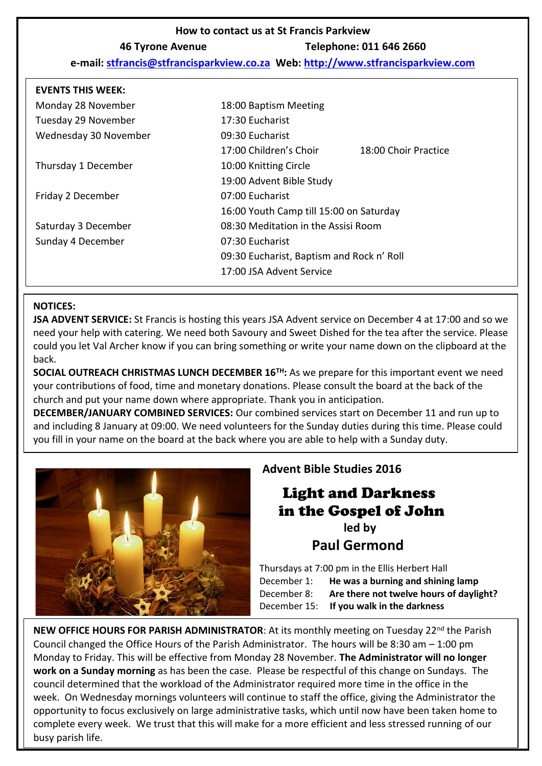**How to contact us at St Francis Parkview**

**46 Tyrone Avenue** **Telephone: 011 646 2660**

**e-mail: stfrancis@stfrancisparkview.co.za Web: http://www.stfrancisparkview.com**

**EVENTS THIS WEEK:**

| | | |
|---|---|---|
| Monday 28 November | 18:00 Baptism Meeting | |
| Tuesday 29 November | 17:30 Eucharist | |
| Wednesday 30 November | 09:30 Eucharist | |
| | 17:00 Children's Choir | 18:00 Choir Practice |
| Thursday 1 December | 10:00 Knitting Circle | |
| | 19:00 Advent Bible Study | |
| Friday 2 December | 07:00 Eucharist | |
| | 16:00 Youth Camp till 15:00 on Saturday | |
| Saturday 3 December | 08:30 Meditation in the Assisi Room | |
| Sunday 4 December | 07:30 Eucharist | |
| | 09:30 Eucharist, Baptism and Rock n' Roll | |
| | 17:00 JSA Advent Service | |

**NOTICES:**

**JSA ADVENT SERVICE:** St Francis is hosting this years JSA Advent service on December 4 at 17:00 and so we need your help with catering. We need both Savoury and Sweet Dished for the tea after the service. Please could you let Val Archer know if you can bring something or write your name down on the clipboard at the back.

**SOCIAL OUTREACH CHRISTMAS LUNCH DECEMBER 16TH:** As we prepare for this important event we need your contributions of food, time and monetary donations. Please consult the board at the back of the church and put your name down where appropriate. Thank you in anticipation.

**DECEMBER/JANUARY COMBINED SERVICES:** Our combined services start on December 11 and run up to and including 8 January at 09:00. We need volunteers for the Sunday duties during this time. Please could you fill in your name on the board at the back where you are able to help with a Sunday duty.

## Advent Bible Studies 2016

## Light and Darkness in the Gospel of John

**led by**

**Paul Germond**

Thursdays at 7:00 pm in the Ellis Herbert Hall

| | |
|---|---|
| December 1: | **He was a burning and shining lamp** |
| December 8: | **Are there not twelve hours of daylight?** |
| December 15: | **If you walk in the darkness** |

**NEW OFFICE HOURS FOR PARISH ADMINISTRATOR**: At its monthly meeting on Tuesday 22nd the Parish Council changed the Office Hours of the Parish Administrator. The hours will be 8:30 am – 1:00 pm Monday to Friday. This will be effective from Monday 28 November. **The Administrator will no longer work on a Sunday morning** as has been the case. Please be respectful of this change on Sundays. The council determined that the workload of the Administrator required more time in the office in the week. On Wednesday mornings volunteers will continue to staff the office, giving the Administrator the opportunity to focus exclusively on large administrative tasks, which until now have been taken home to complete every week. We trust that this will make for a more efficient and less stressed running of our busy parish life.